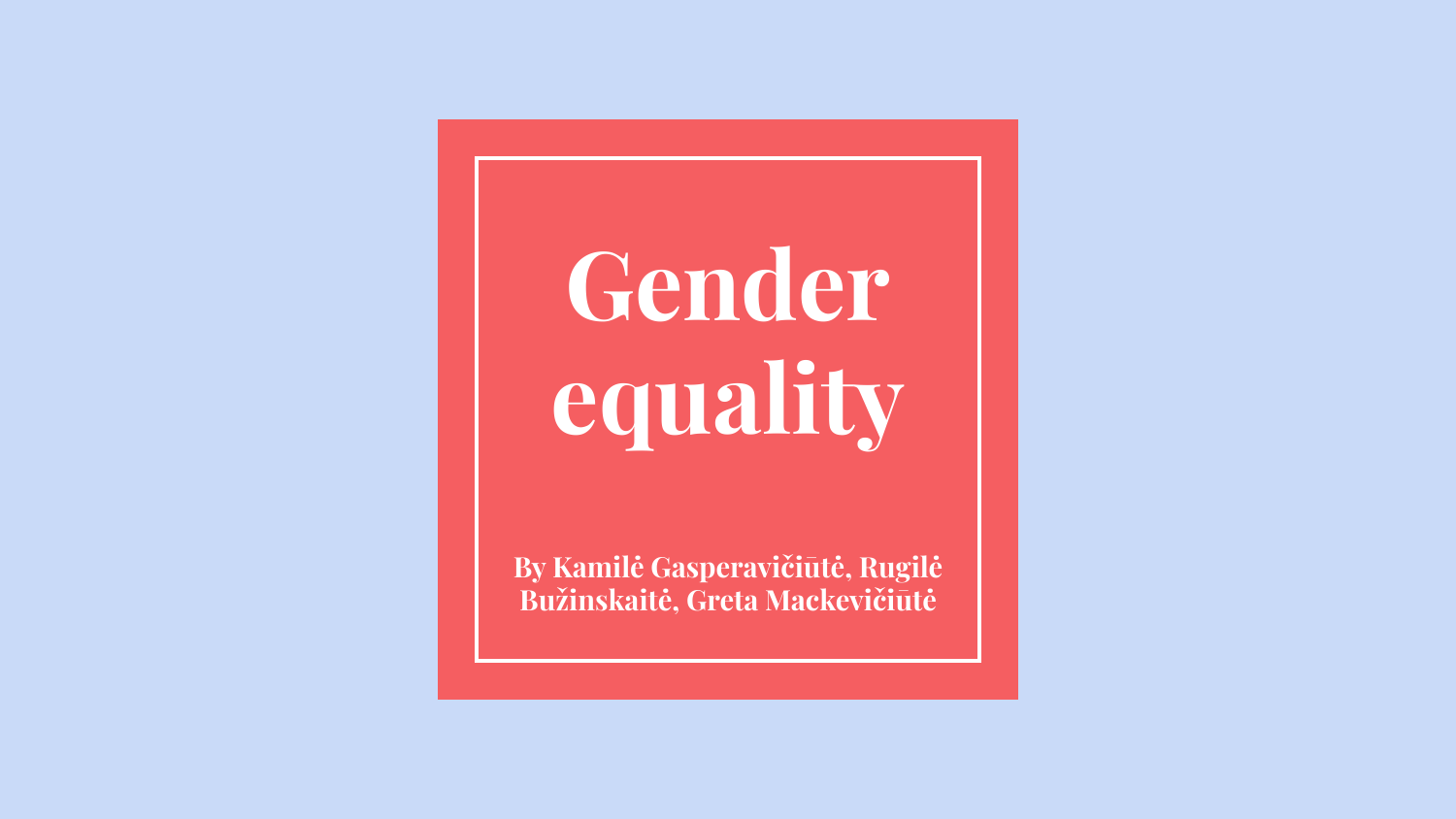# Gender equality

**By Kamilė Gasperavičiūtė, Rugilė Bužinskaitė, Greta Mackevičiūtė**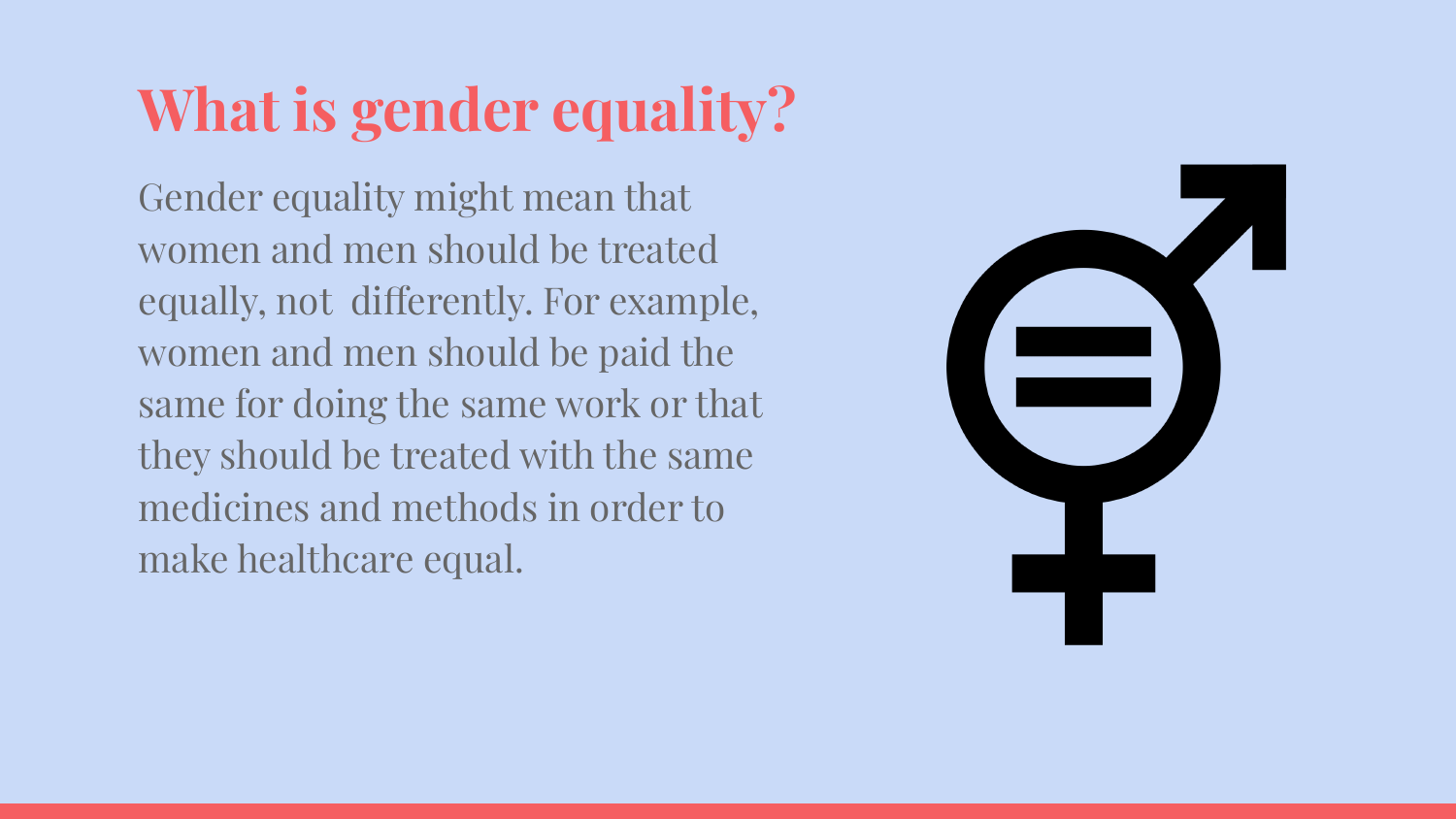# What is gender equality?

Gender equality might mean that women and men should be treated equally, not differently. For example, women and men should be paid the same for doing the same work or that they should be treated with the same medicines and methods in order to make healthcare equal.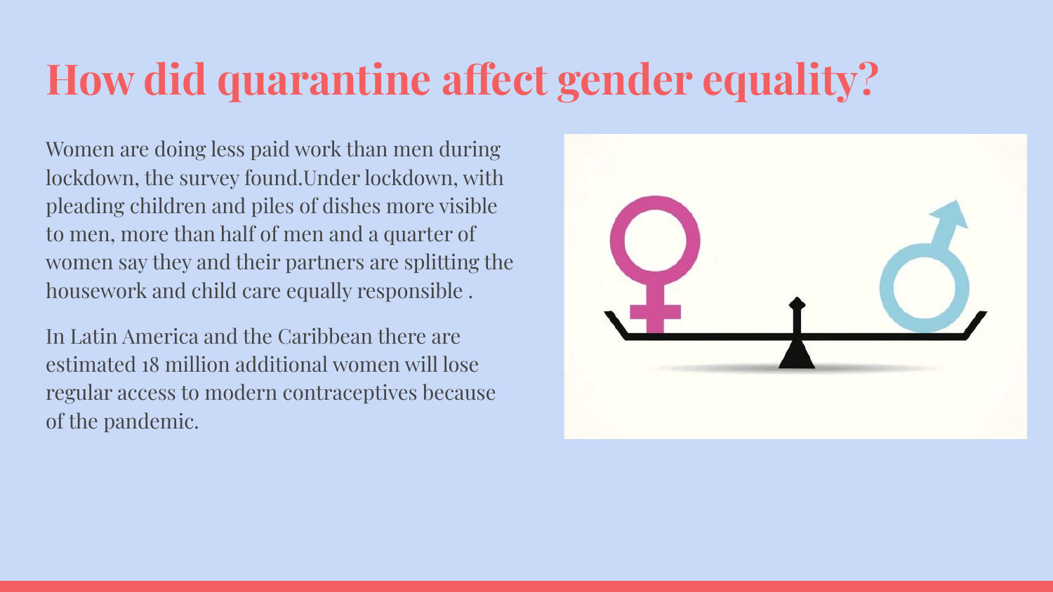# How did quarantine affect gender equality?

Women are doing less paid work than men during lockdown, the survey found.Under lockdown, with pleading children and piles of dishes more visible to men, more than half of men and a quarter of women say they and their partners are splitting the housework and child care equally responsible .

In Latin America and the Caribbean there are estimated 18 million additional women will lose regular access to modern contraceptives because of the pandemic.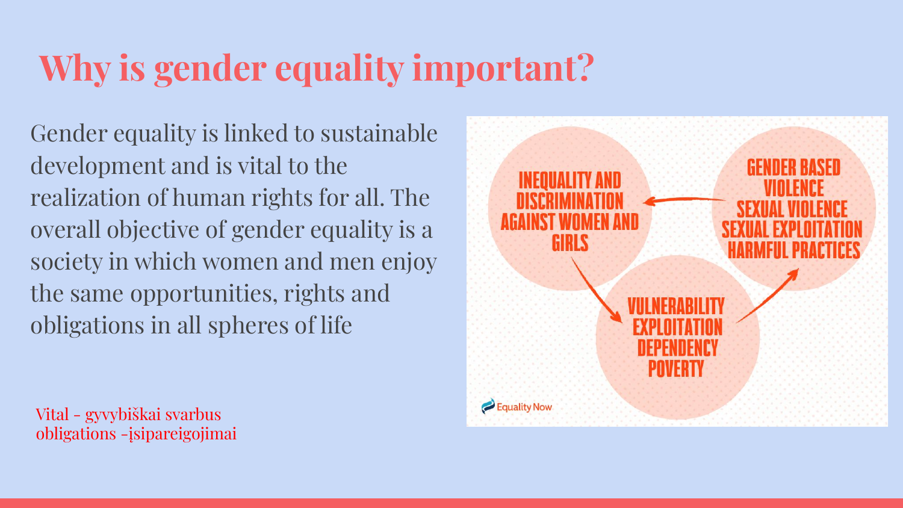# Why is gender equality important?

Gender equality is linked to sustainable development and is vital to the realization of human rights for all. The overall objective of gender equality is a society in which women and men enjoy the same opportunities, rights and obligations in all spheres of life

INEQUALITY AND DISCRIMINATION AGAINST WOMEN AND GIRLS

VULNERABILITY
EXPLOITATION
DEPENDENCY
POVERTY

GENDER BASED VIOLENCE
SEXUAL VIOLENCE
SEXUAL EXPLOITATION
HARMFUL PRACTICES

Equality Now

Vital - gyvybiškai svarbus
obligations -įsipareigojimai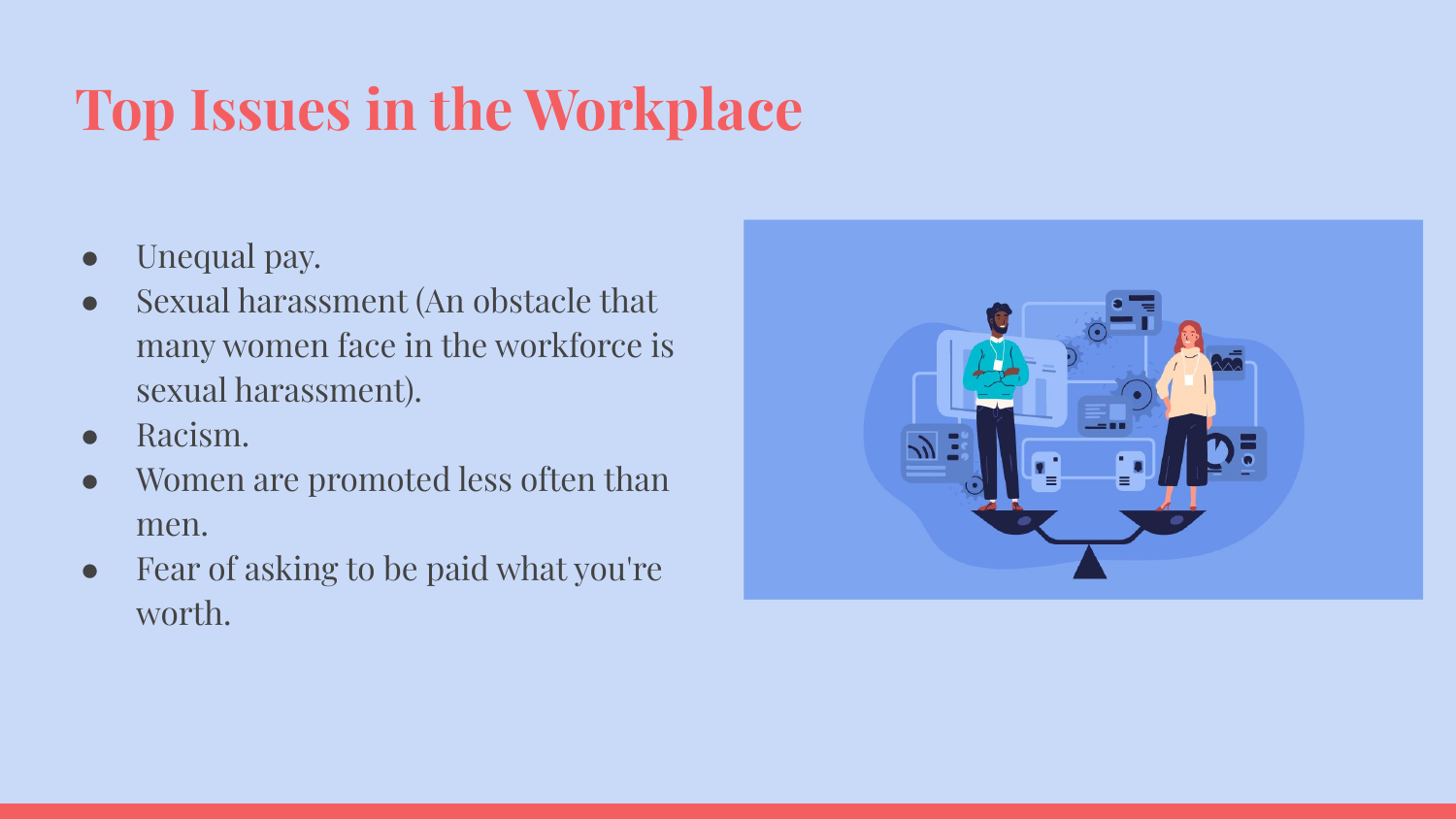# Top Issues in the Workplace

- Unequal pay.
- Sexual harassment (An obstacle that many women face in the workforce is sexual harassment).
- Racism.
- Women are promoted less often than men.
- Fear of asking to be paid what you're worth.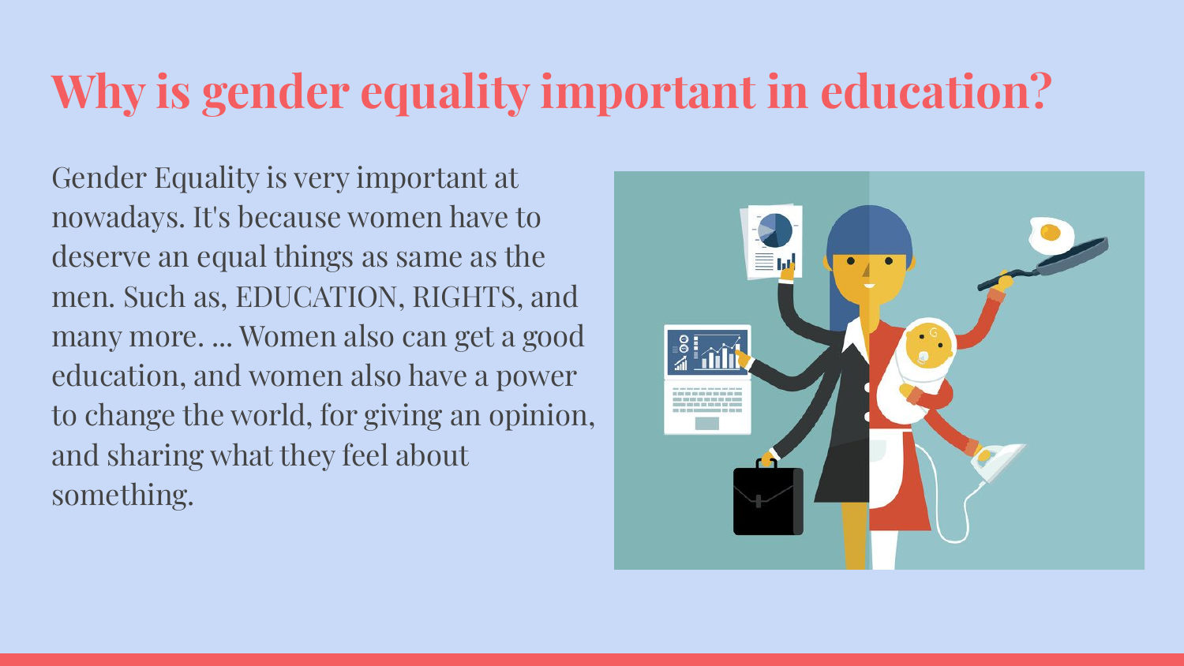# Why is gender equality important in education?

Gender Equality is very important at nowadays. It's because women have to deserve an equal things as same as the men. Such as, EDUCATION, RIGHTS, and many more. ... Women also can get a good education, and women also have a power to change the world, for giving an opinion, and sharing what they feel about something.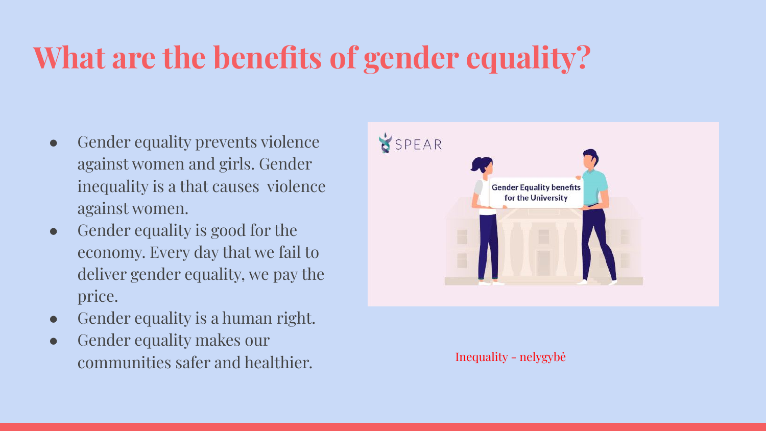# What are the benefits of gender equality?

- Gender equality prevents violence against women and girls. Gender inequality is a that causes  violence against women.
- Gender equality is good for the economy. Every day that we fail to deliver gender equality, we pay the price.
- Gender equality is a human right.
- Gender equality makes our communities safer and healthier.

Inequality - nelygybė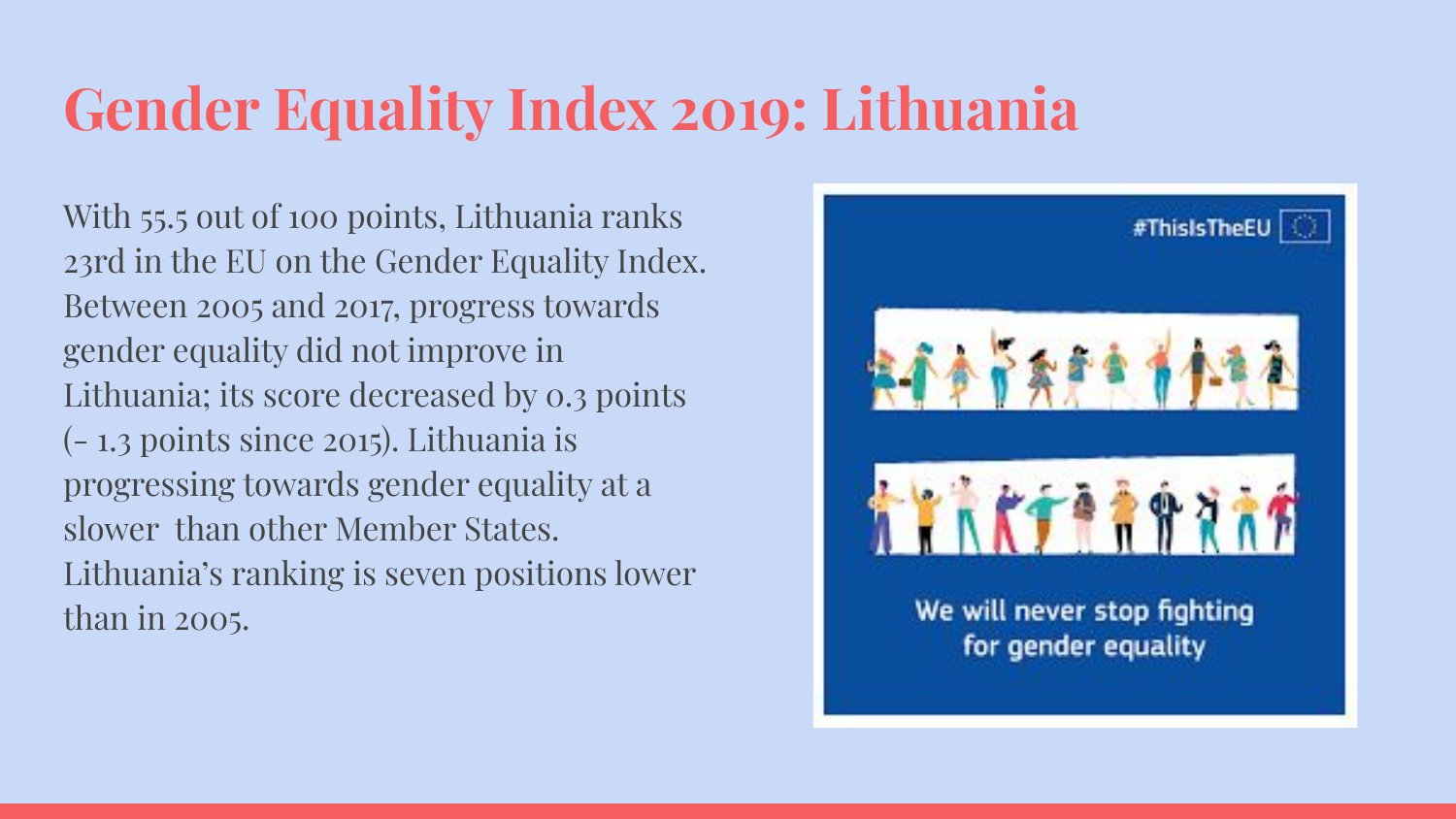# Gender Equality Index 2019: Lithuania

With 55.5 out of 100 points, Lithuania ranks 23rd in the EU on the Gender Equality Index. Between 2005 and 2017, progress towards gender equality did not improve in Lithuania; its score decreased by 0.3 points (– 1.3 points since 2015). Lithuania is progressing towards gender equality at a slower than other Member States. Lithuania's ranking is seven positions lower than in 2005.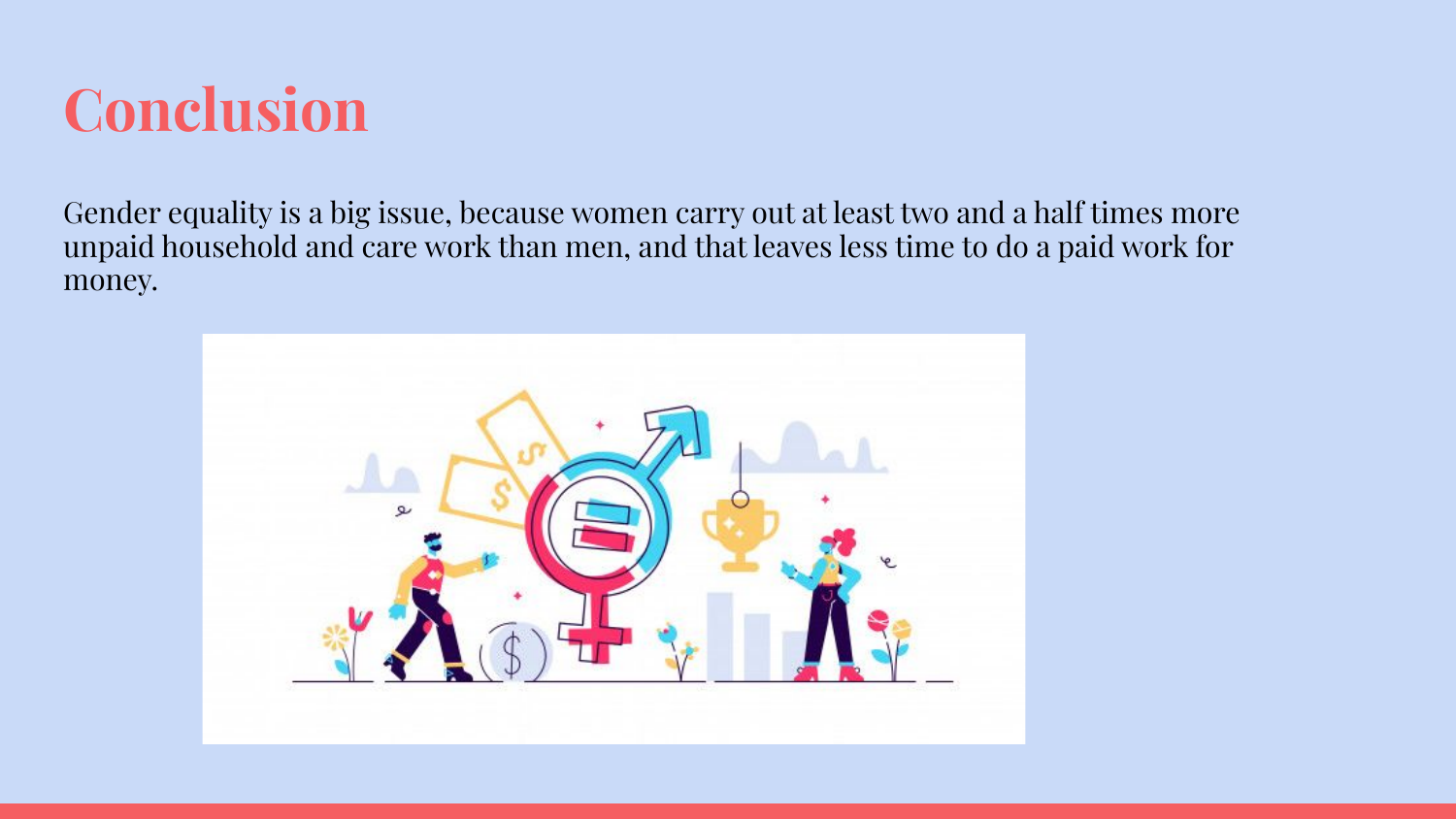# Conclusion

Gender equality is a big issue, because women carry out at least two and a half times more unpaid household and care work than men, and that leaves less time to do a paid work for money.